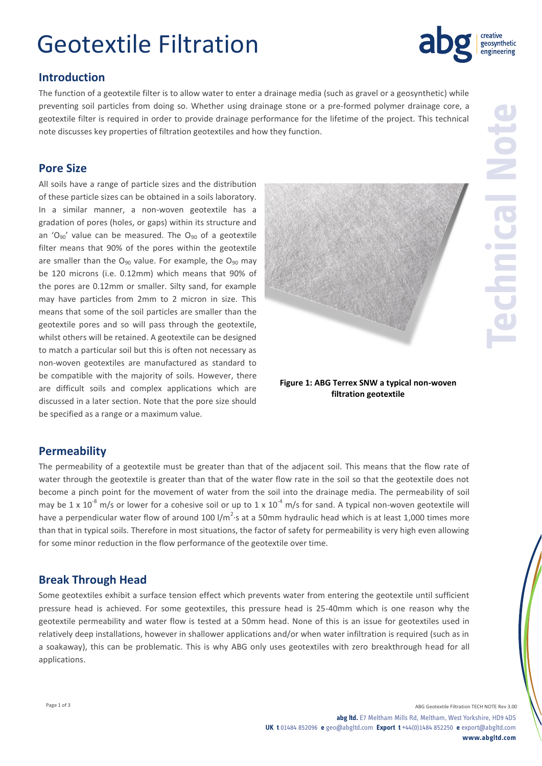# Geotextile Filtration

## Introduction

The function of a geotextile filter is to allow water to enter a drainage media (such as gravel or a geosynthetic) while preventing soil particles from doing so. Whether using drainage stone or a pre-formed polymer drainage core, a geotextile filter is required in order to provide drainage performance for the lifetime of the project. This technical note discusses key properties of filtration geotextiles and how they function.

## Pore Size

All soils have a range of particle sizes and the distribution of these particle sizes can be obtained in a soils laboratory. In a similar manner, a non-woven geotextile has a gradation of pores (holes, or gaps) within its structure and an '$O_{90}$' value can be measured. The $O_{90}$ of a geotextile filter means that 90% of the pores within the geotextile are smaller than the $O_{90}$ value. For example, the $O_{90}$ may be 120 microns (i.e. 0.12mm) which means that 90% of the pores are 0.12mm or smaller. Silty sand, for example may have particles from 2mm to 2 micron in size. This means that some of the soil particles are smaller than the geotextile pores and so will pass through the geotextile, whilst others will be retained. A geotextile can be designed to match a particular soil but this is often not necessary as non-woven geotextiles are manufactured as standard to be compatible with the majority of soils. However, there are difficult soils and complex applications which are discussed in a later section. Note that the pore size should be specified as a range or a maximum value.

**Figure 1: ABG Terrex SNW a typical non-woven filtration geotextile**

## Permeability

The permeability of a geotextile must be greater than that of the adjacent soil. This means that the flow rate of water through the geotextile is greater than that of the water flow rate in the soil so that the geotextile does not become a pinch point for the movement of water from the soil into the drainage media. The permeability of soil may be $1 \times 10^{-8}$ m/s or lower for a cohesive soil or up to $1 \times 10^{-4}$ m/s for sand. A typical non-woven geotextile will have a perpendicular water flow of around 100 $l/m^2 \cdot s$ at a 50mm hydraulic head which is at least 1,000 times more than that in typical soils. Therefore in most situations, the factor of safety for permeability is very high even allowing for some minor reduction in the flow performance of the geotextile over time.

## Break Through Head

Some geotextiles exhibit a surface tension effect which prevents water from entering the geotextile until sufficient pressure head is achieved. For some geotextiles, this pressure head is 25-40mm which is one reason why the geotextile permeability and water flow is tested at a 50mm head. None of this is an issue for geotextiles used in relatively deep installations, however in shallower applications and/or when water infiltration is required (such as in a soakaway), this can be problematic. This is why ABG only uses geotextiles with zero breakthrough head for all applications.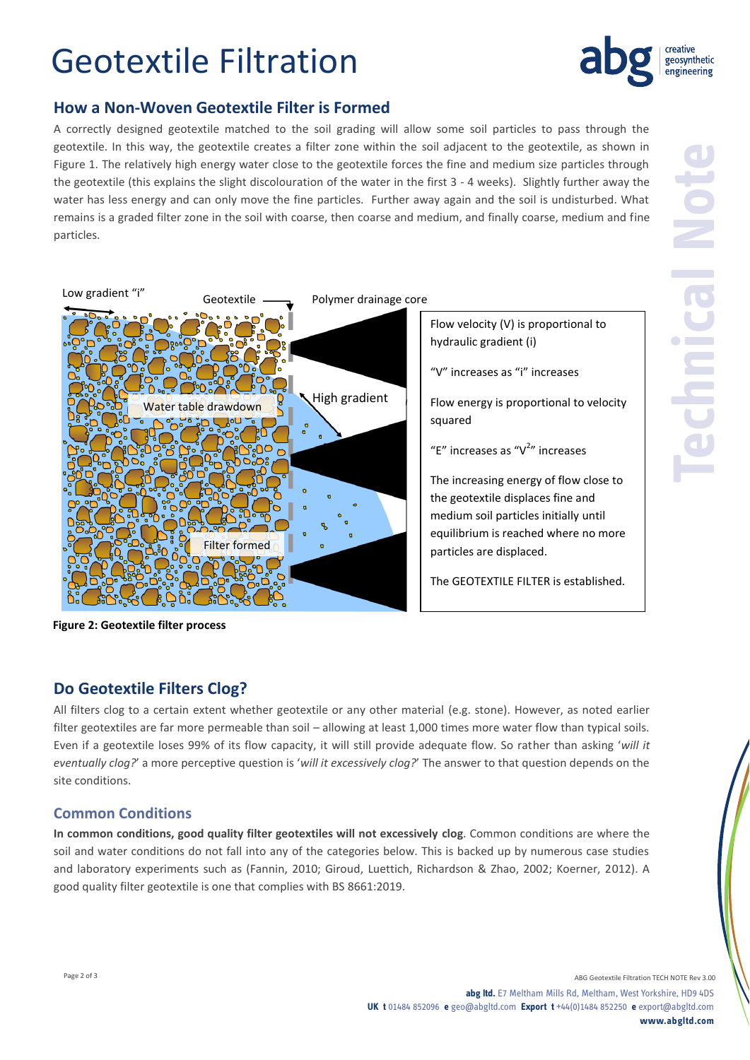# Geotextile Filtration

## How a Non-Woven Geotextile Filter is Formed

A correctly designed geotextile matched to the soil grading will allow some soil particles to pass through the geotextile. In this way, the geotextile creates a filter zone within the soil adjacent to the geotextile, as shown in Figure 1. The relatively high energy water close to the geotextile forces the fine and medium size particles through the geotextile (this explains the slight discolouration of the water in the first 3 - 4 weeks). Slightly further away the water has less energy and can only move the fine particles. Further away again and the soil is undisturbed. What remains is a graded filter zone in the soil with coarse, then coarse and medium, and finally coarse, medium and fine particles.

Low gradient "i" | Geotextile | Polymer drainage core | Water table drawdown | High gradient | Filter formed

Flow velocity (V) is proportional to hydraulic gradient (i)

"V" increases as "i" increases

Flow energy is proportional to velocity squared

"E" increases as "$V^2$" increases

The increasing energy of flow close to the geotextile displaces fine and medium soil particles initially until equilibrium is reached where no more particles are displaced.

The GEOTEXTILE FILTER is established.

**Figure 2: Geotextile filter process**

## Do Geotextile Filters Clog?

All filters clog to a certain extent whether geotextile or any other material (e.g. stone). However, as noted earlier filter geotextiles are far more permeable than soil – allowing at least 1,000 times more water flow than typical soils. Even if a geotextile loses 99% of its flow capacity, it will still provide adequate flow. So rather than asking '*will it eventually clog?*' a more perceptive question is '*will it excessively clog?*' The answer to that question depends on the site conditions.

### Common Conditions

**In common conditions, good quality filter geotextiles will not excessively clog**. Common conditions are where the soil and water conditions do not fall into any of the categories below. This is backed up by numerous case studies and laboratory experiments such as (Fannin, 2010; Giroud, Luettich, Richardson & Zhao, 2002; Koerner, 2012). A good quality filter geotextile is one that complies with BS 8661:2019.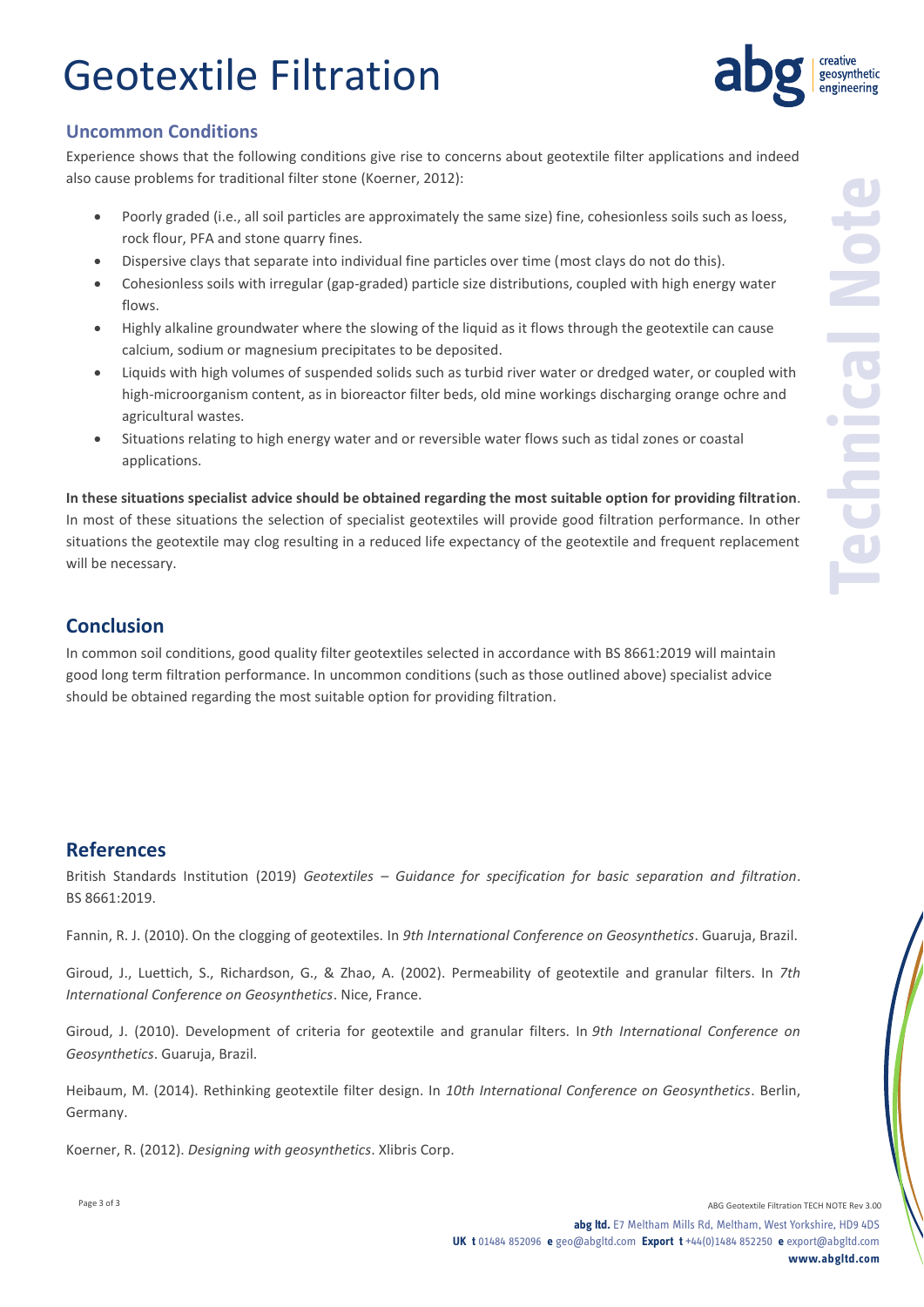# Geotextile Filtration

## Uncommon Conditions

Experience shows that the following conditions give rise to concerns about geotextile filter applications and indeed also cause problems for traditional filter stone (Koerner, 2012):

- Poorly graded (i.e., all soil particles are approximately the same size) fine, cohesionless soils such as loess, rock flour, PFA and stone quarry fines.
- Dispersive clays that separate into individual fine particles over time (most clays do not do this).
- Cohesionless soils with irregular (gap-graded) particle size distributions, coupled with high energy water flows.
- Highly alkaline groundwater where the slowing of the liquid as it flows through the geotextile can cause calcium, sodium or magnesium precipitates to be deposited.
- Liquids with high volumes of suspended solids such as turbid river water or dredged water, or coupled with high-microorganism content, as in bioreactor filter beds, old mine workings discharging orange ochre and agricultural wastes.
- Situations relating to high energy water and or reversible water flows such as tidal zones or coastal applications.

**In these situations specialist advice should be obtained regarding the most suitable option for providing filtration**. In most of these situations the selection of specialist geotextiles will provide good filtration performance. In other situations the geotextile may clog resulting in a reduced life expectancy of the geotextile and frequent replacement will be necessary.

## Conclusion

In common soil conditions, good quality filter geotextiles selected in accordance with BS 8661:2019 will maintain good long term filtration performance. In uncommon conditions (such as those outlined above) specialist advice should be obtained regarding the most suitable option for providing filtration.

## References

British Standards Institution (2019) *Geotextiles – Guidance for specification for basic separation and filtration*. BS 8661:2019.

Fannin, R. J. (2010). On the clogging of geotextiles. In *9th International Conference on Geosynthetics*. Guaruja, Brazil.

Giroud, J., Luettich, S., Richardson, G., & Zhao, A. (2002). Permeability of geotextile and granular filters. In *7th International Conference on Geosynthetics*. Nice, France.

Giroud, J. (2010). Development of criteria for geotextile and granular filters. In *9th International Conference on Geosynthetics*. Guaruja, Brazil.

Heibaum, M. (2014). Rethinking geotextile filter design. In *10th International Conference on Geosynthetics*. Berlin, Germany.

Koerner, R. (2012). *Designing with geosynthetics*. Xlibris Corp.